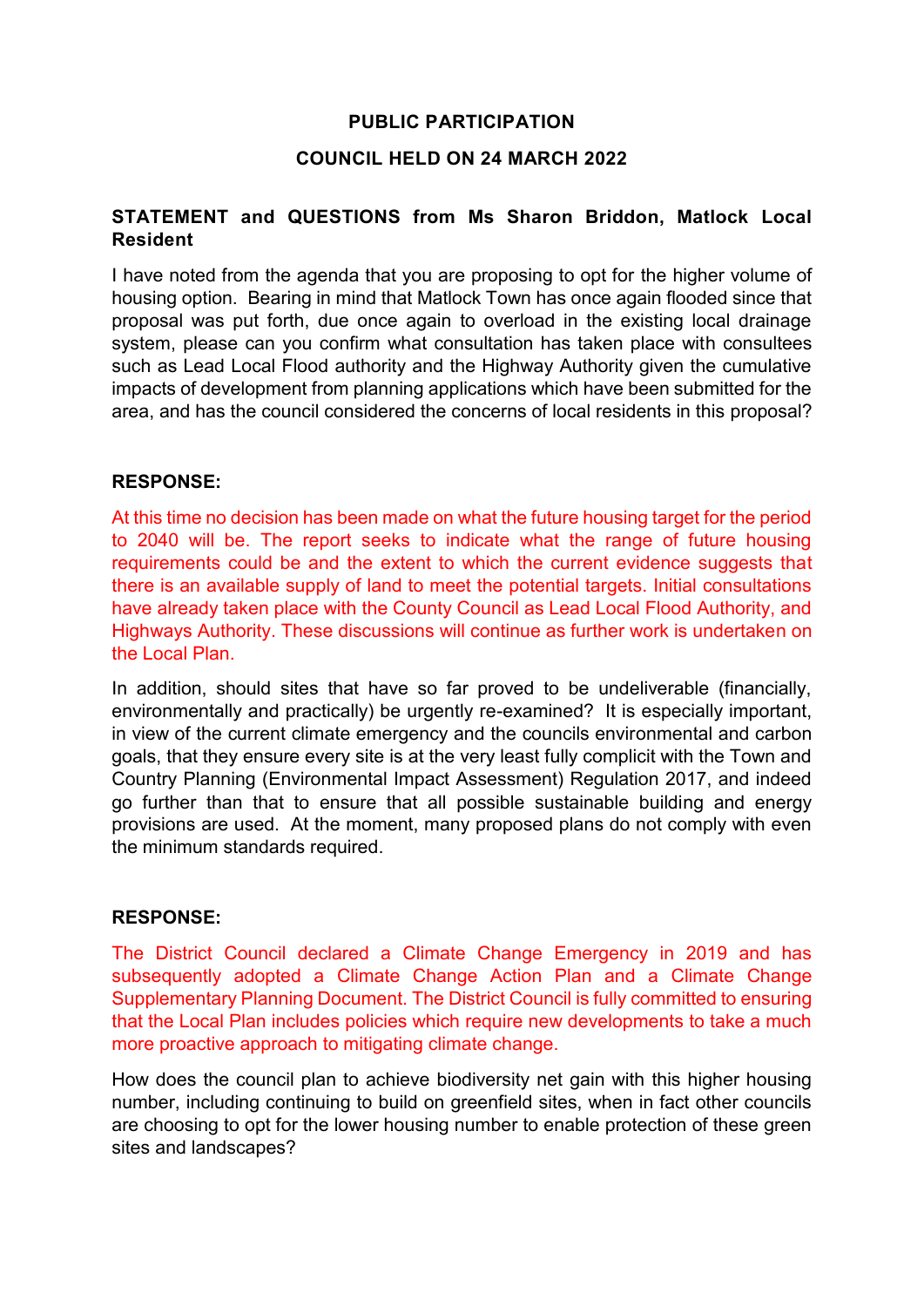# PUBLIC PARTICIPATION

## COUNCIL HELD ON 24 MARCH 2022

### STATEMENT and QUESTIONS from Ms Sharon Briddon, Matlock Local Resident

I have noted from the agenda that you are proposing to opt for the higher volume of housing option. Bearing in mind that Matlock Town has once again flooded since that proposal was put forth, due once again to overload in the existing local drainage system, please can you confirm what consultation has taken place with consultees such as Lead Local Flood authority and the Highway Authority given the cumulative impacts of development from planning applications which have been submitted for the area, and has the council considered the concerns of local residents in this proposal?

**RESPONSE:**

At this time no decision has been made on what the future housing target for the period to 2040 will be. The report seeks to indicate what the range of future housing requirements could be and the extent to which the current evidence suggests that there is an available supply of land to meet the potential targets. Initial consultations have already taken place with the County Council as Lead Local Flood Authority, and Highways Authority. These discussions will continue as further work is undertaken on the Local Plan.

In addition, should sites that have so far proved to be undeliverable (financially, environmentally and practically) be urgently re-examined? It is especially important, in view of the current climate emergency and the councils environmental and carbon goals, that they ensure every site is at the very least fully complicit with the Town and Country Planning (Environmental Impact Assessment) Regulation 2017, and indeed go further than that to ensure that all possible sustainable building and energy provisions are used. At the moment, many proposed plans do not comply with even the minimum standards required.

**RESPONSE:**

The District Council declared a Climate Change Emergency in 2019 and has subsequently adopted a Climate Change Action Plan and a Climate Change Supplementary Planning Document. The District Council is fully committed to ensuring that the Local Plan includes policies which require new developments to take a much more proactive approach to mitigating climate change.

How does the council plan to achieve biodiversity net gain with this higher housing number, including continuing to build on greenfield sites, when in fact other councils are choosing to opt for the lower housing number to enable protection of these green sites and landscapes?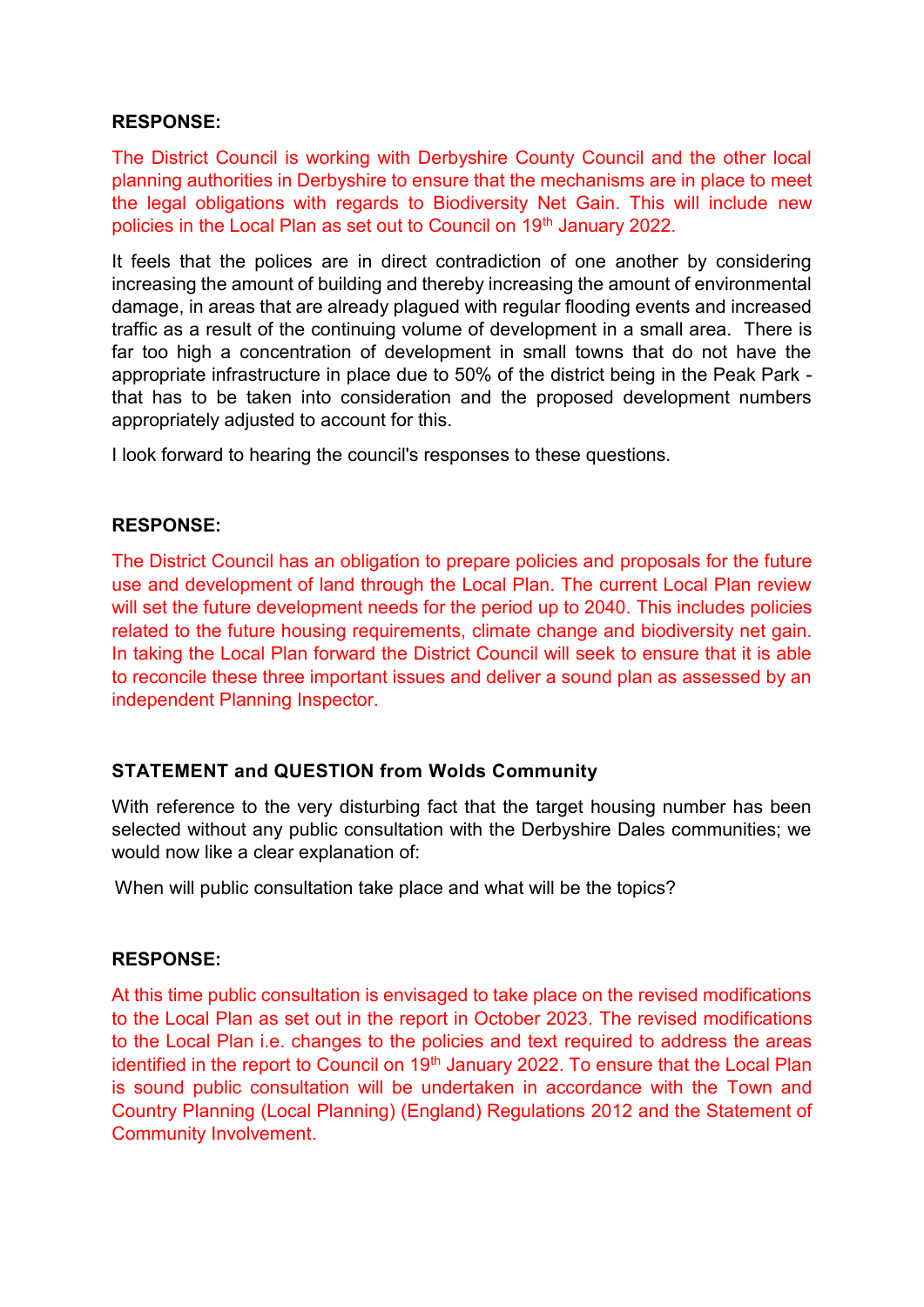**RESPONSE:**

The District Council is working with Derbyshire County Council and the other local planning authorities in Derbyshire to ensure that the mechanisms are in place to meet the legal obligations with regards to Biodiversity Net Gain. This will include new policies in the Local Plan as set out to Council on 19th January 2022.

It feels that the polices are in direct contradiction of one another by considering increasing the amount of building and thereby increasing the amount of environmental damage, in areas that are already plagued with regular flooding events and increased traffic as a result of the continuing volume of development in a small area. There is far too high a concentration of development in small towns that do not have the appropriate infrastructure in place due to 50% of the district being in the Peak Park - that has to be taken into consideration and the proposed development numbers appropriately adjusted to account for this.

I look forward to hearing the council's responses to these questions.

**RESPONSE:**

The District Council has an obligation to prepare policies and proposals for the future use and development of land through the Local Plan. The current Local Plan review will set the future development needs for the period up to 2040. This includes policies related to the future housing requirements, climate change and biodiversity net gain. In taking the Local Plan forward the District Council will seek to ensure that it is able to reconcile these three important issues and deliver a sound plan as assessed by an independent Planning Inspector.

**STATEMENT and QUESTION from Wolds Community**

With reference to the very disturbing fact that the target housing number has been selected without any public consultation with the Derbyshire Dales communities; we would now like a clear explanation of:

When will public consultation take place and what will be the topics?

**RESPONSE:**

At this time public consultation is envisaged to take place on the revised modifications to the Local Plan as set out in the report in October 2023. The revised modifications to the Local Plan i.e. changes to the policies and text required to address the areas identified in the report to Council on 19th January 2022. To ensure that the Local Plan is sound public consultation will be undertaken in accordance with the Town and Country Planning (Local Planning) (England) Regulations 2012 and the Statement of Community Involvement.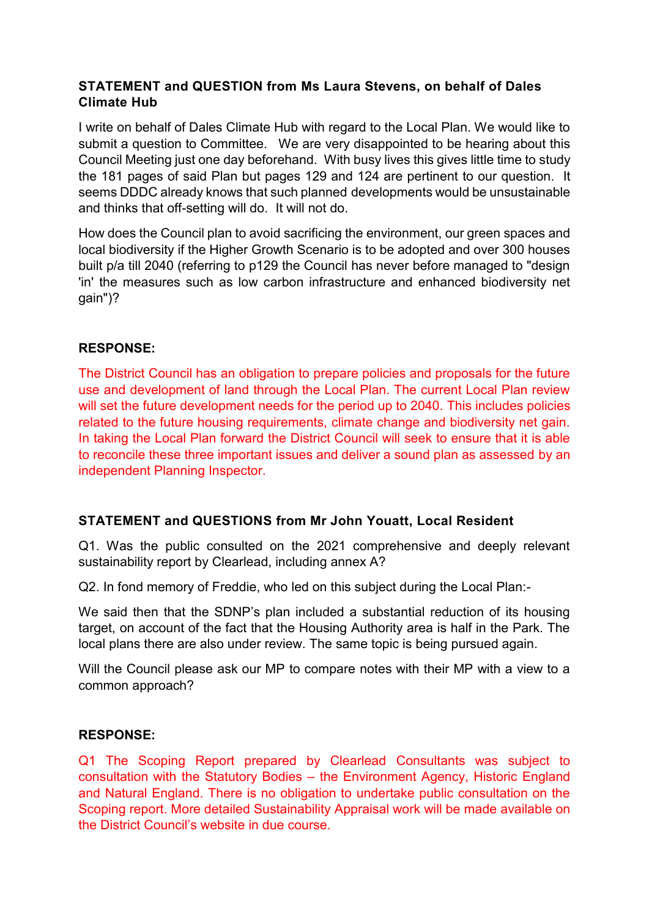**STATEMENT and QUESTION from Ms Laura Stevens, on behalf of Dales Climate Hub**

I write on behalf of Dales Climate Hub with regard to the Local Plan. We would like to submit a question to Committee. We are very disappointed to be hearing about this Council Meeting just one day beforehand. With busy lives this gives little time to study the 181 pages of said Plan but pages 129 and 124 are pertinent to our question. It seems DDDC already knows that such planned developments would be unsustainable and thinks that off-setting will do. It will not do.

How does the Council plan to avoid sacrificing the environment, our green spaces and local biodiversity if the Higher Growth Scenario is to be adopted and over 300 houses built p/a till 2040 (referring to p129 the Council has never before managed to "design 'in' the measures such as low carbon infrastructure and enhanced biodiversity net gain")?

**RESPONSE:**

The District Council has an obligation to prepare policies and proposals for the future use and development of land through the Local Plan. The current Local Plan review will set the future development needs for the period up to 2040. This includes policies related to the future housing requirements, climate change and biodiversity net gain. In taking the Local Plan forward the District Council will seek to ensure that it is able to reconcile these three important issues and deliver a sound plan as assessed by an independent Planning Inspector.

**STATEMENT and QUESTIONS from Mr John Youatt, Local Resident**

Q1. Was the public consulted on the 2021 comprehensive and deeply relevant sustainability report by Clearlead, including annex A?

Q2. In fond memory of Freddie, who led on this subject during the Local Plan:-

We said then that the SDNP's plan included a substantial reduction of its housing target, on account of the fact that the Housing Authority area is half in the Park. The local plans there are also under review. The same topic is being pursued again.

Will the Council please ask our MP to compare notes with their MP with a view to a common approach?

**RESPONSE:**

Q1 The Scoping Report prepared by Clearlead Consultants was subject to consultation with the Statutory Bodies – the Environment Agency, Historic England and Natural England. There is no obligation to undertake public consultation on the Scoping report. More detailed Sustainability Appraisal work will be made available on the District Council's website in due course.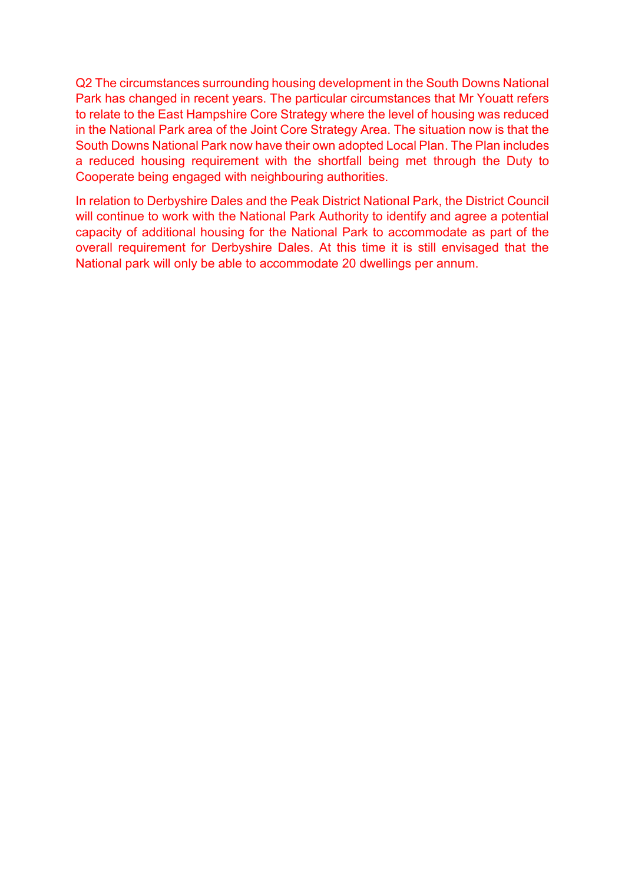Q2 The circumstances surrounding housing development in the South Downs National Park has changed in recent years. The particular circumstances that Mr Youatt refers to relate to the East Hampshire Core Strategy where the level of housing was reduced in the National Park area of the Joint Core Strategy Area. The situation now is that the South Downs National Park now have their own adopted Local Plan. The Plan includes a reduced housing requirement with the shortfall being met through the Duty to Cooperate being engaged with neighbouring authorities.

In relation to Derbyshire Dales and the Peak District National Park, the District Council will continue to work with the National Park Authority to identify and agree a potential capacity of additional housing for the National Park to accommodate as part of the overall requirement for Derbyshire Dales. At this time it is still envisaged that the National park will only be able to accommodate 20 dwellings per annum.